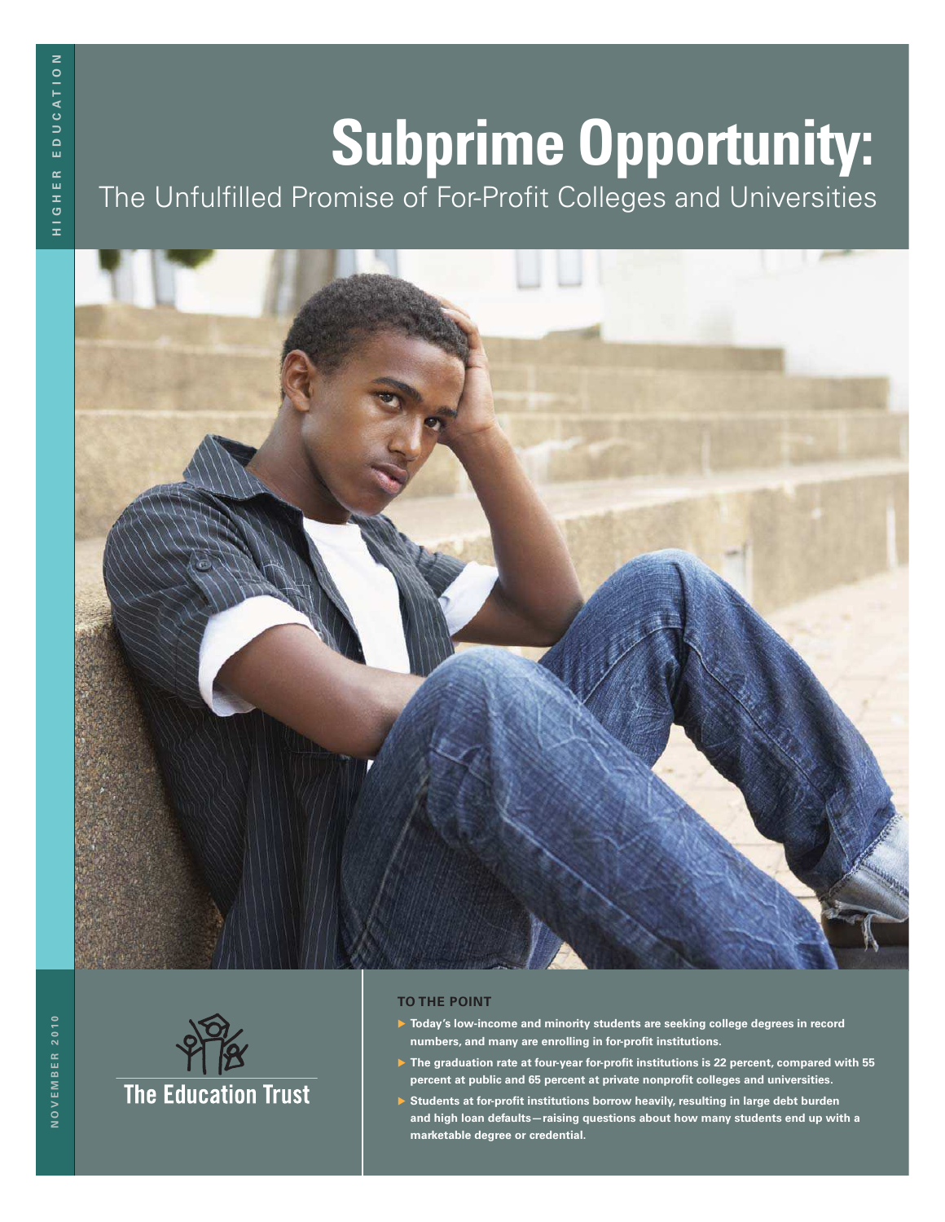HIGHER EDUCATION

# Subprime Opportunity:

## The Unfulfilled Promise of For-Profit Colleges and Universities

NOVEMBER 2010

The Education Trust

**TO THE POINT**

- **Today's low-income and minority students are seeking college degrees in record numbers, and many are enrolling in for-profit institutions.**
- **The graduation rate at four-year for-profit institutions is 22 percent, compared with 55 percent at public and 65 percent at private nonprofit colleges and universities.**
- **Students at for-profit institutions borrow heavily, resulting in large debt burden and high loan defaults—raising questions about how many students end up with a marketable degree or credential.**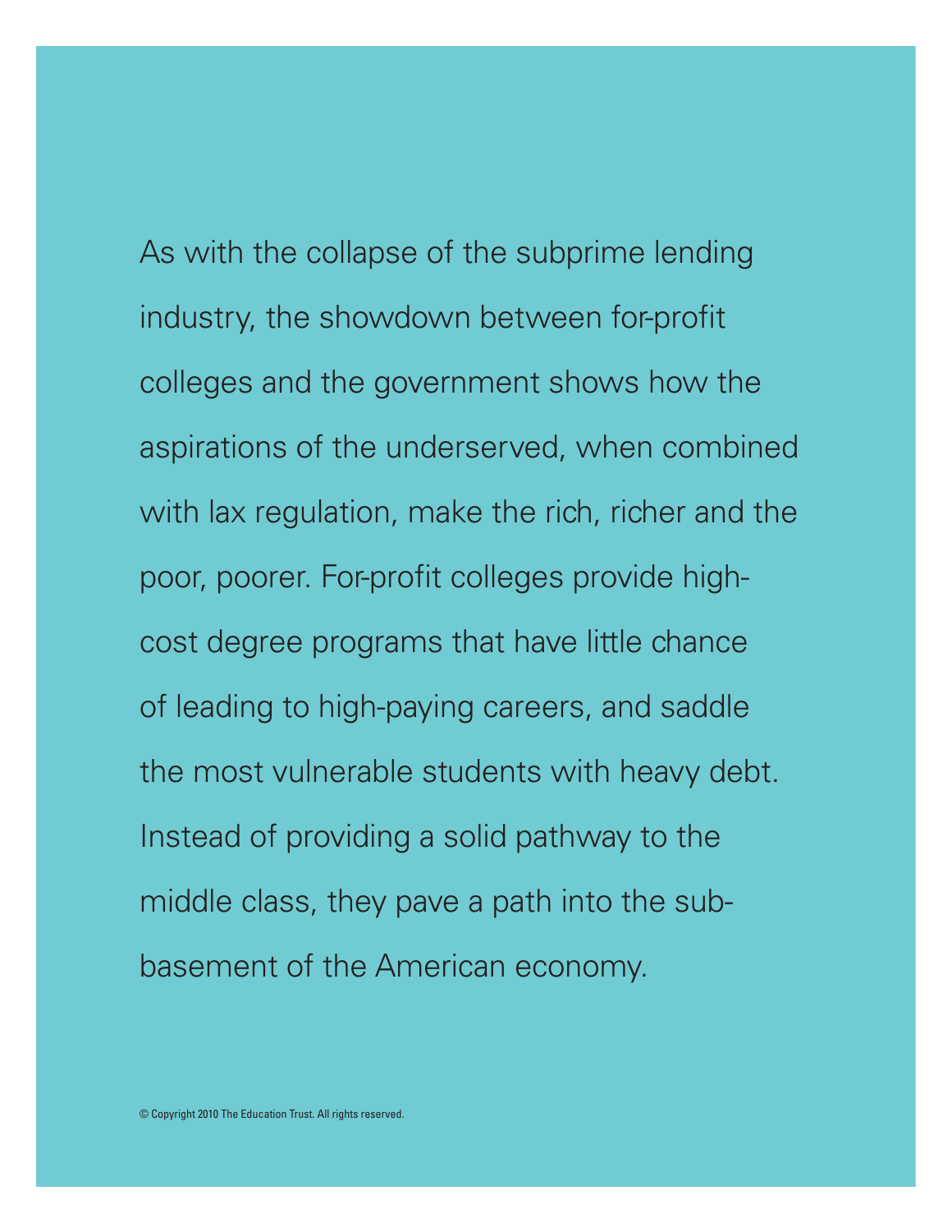As with the collapse of the subprime lending industry, the showdown between for-profit colleges and the government shows how the aspirations of the underserved, when combined with lax regulation, make the rich, richer and the poor, poorer. For-profit colleges provide high-cost degree programs that have little chance of leading to high-paying careers, and saddle the most vulnerable students with heavy debt. Instead of providing a solid pathway to the middle class, they pave a path into the sub-basement of the American economy.

© Copyright 2010 The Education Trust. All rights reserved.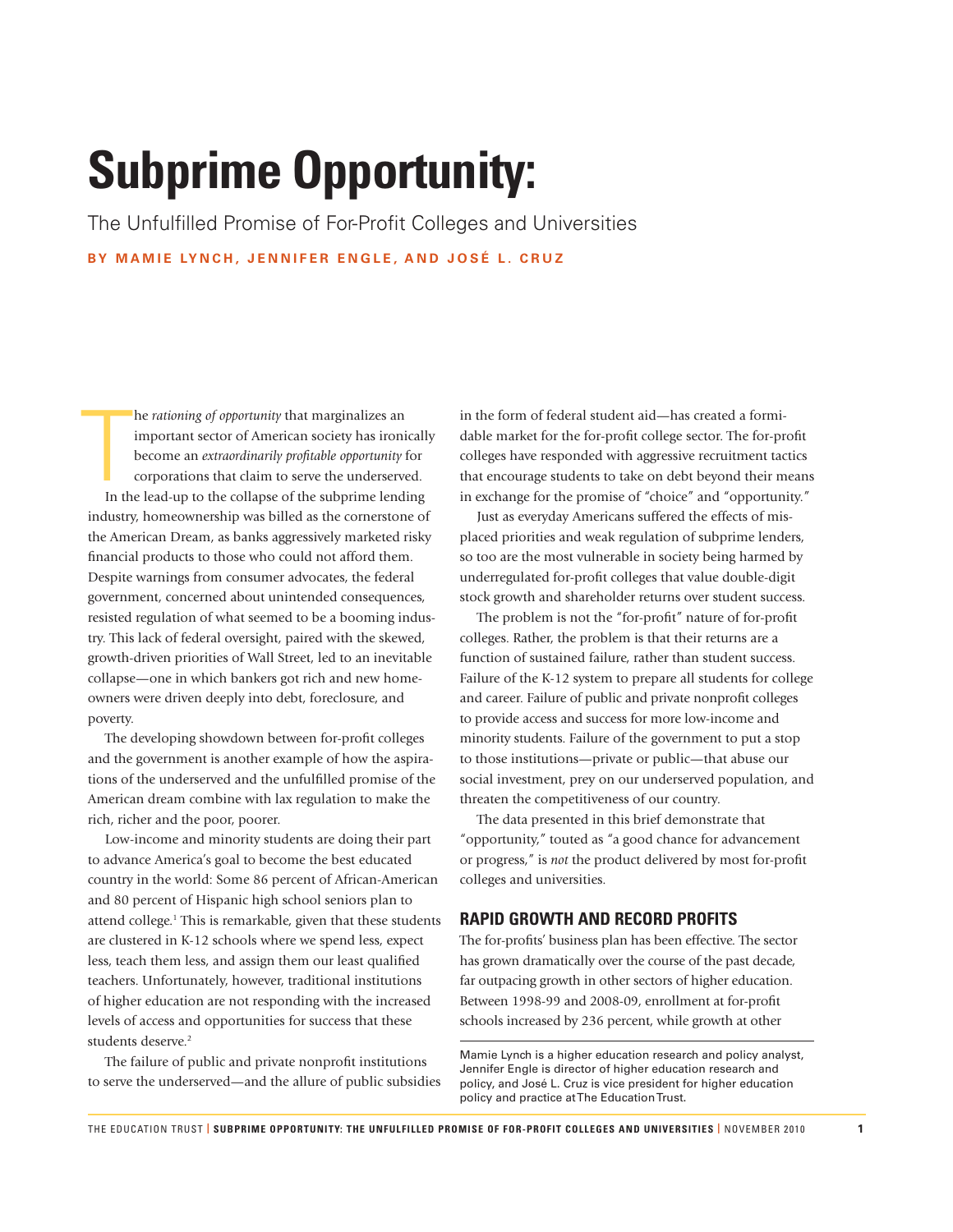# Subprime Opportunity:

The Unfulfilled Promise of For-Profit Colleges and Universities

**BY MAMIE LYNCH, JENNIFER ENGLE, AND JOSÉ L. CRUZ**

The *rationing of opportunity* that marginalizes an important sector of American society has ironically become an *extraordinarily profitable opportunity* for corporations that claim to serve the underserved.

In the lead-up to the collapse of the subprime lending industry, homeownership was billed as the cornerstone of the American Dream, as banks aggressively marketed risky financial products to those who could not afford them. Despite warnings from consumer advocates, the federal government, concerned about unintended consequences, resisted regulation of what seemed to be a booming industry. This lack of federal oversight, paired with the skewed, growth-driven priorities of Wall Street, led to an inevitable collapse—one in which bankers got rich and new homeowners were driven deeply into debt, foreclosure, and poverty.

The developing showdown between for-profit colleges and the government is another example of how the aspirations of the underserved and the unfulfilled promise of the American dream combine with lax regulation to make the rich, richer and the poor, poorer.

Low-income and minority students are doing their part to advance America's goal to become the best educated country in the world: Some 86 percent of African-American and 80 percent of Hispanic high school seniors plan to attend college.[1] This is remarkable, given that these students are clustered in K-12 schools where we spend less, expect less, teach them less, and assign them our least qualified teachers. Unfortunately, however, traditional institutions of higher education are not responding with the increased levels of access and opportunities for success that these students deserve.[2]

The failure of public and private nonprofit institutions to serve the underserved—and the allure of public subsidies in the form of federal student aid—has created a formidable market for the for-profit college sector. The for-profit colleges have responded with aggressive recruitment tactics that encourage students to take on debt beyond their means in exchange for the promise of "choice" and "opportunity."

Just as everyday Americans suffered the effects of misplaced priorities and weak regulation of subprime lenders, so too are the most vulnerable in society being harmed by underregulated for-profit colleges that value double-digit stock growth and shareholder returns over student success.

The problem is not the "for-profit" nature of for-profit colleges. Rather, the problem is that their returns are a function of sustained failure, rather than student success. Failure of the K-12 system to prepare all students for college and career. Failure of public and private nonprofit colleges to provide access and success for more low-income and minority students. Failure of the government to put a stop to those institutions—private or public—that abuse our social investment, prey on our underserved population, and threaten the competitiveness of our country.

The data presented in this brief demonstrate that "opportunity," touted as "a good chance for advancement or progress," is *not* the product delivered by most for-profit colleges and universities.

## RAPID GROWTH AND RECORD PROFITS

The for-profits' business plan has been effective. The sector has grown dramatically over the course of the past decade, far outpacing growth in other sectors of higher education. Between 1998-99 and 2008-09, enrollment at for-profit schools increased by 236 percent, while growth at other

Mamie Lynch is a higher education research and policy analyst, Jennifer Engle is director of higher education research and policy, and José L. Cruz is vice president for higher education policy and practice at The Education Trust.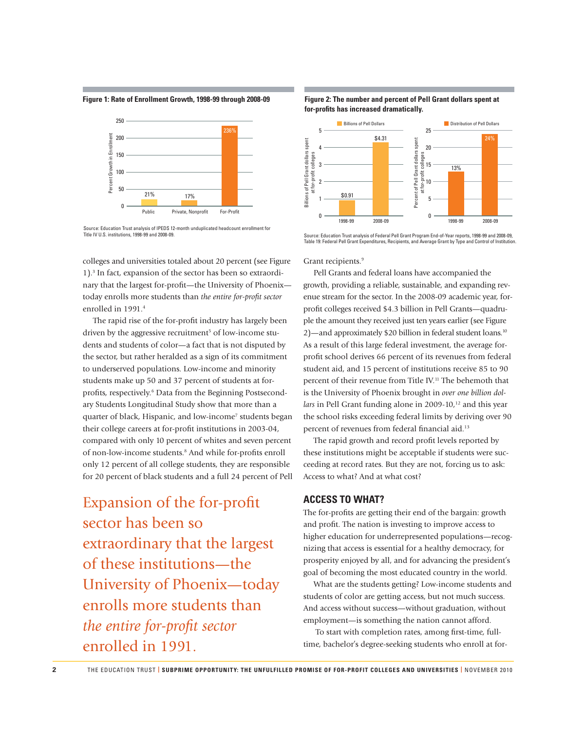**Figure 1: Rate of Enrollment Growth, 1998-99 through 2008-09**

| | Percent Growth in Enrollment |
|---|---|
| Public | 21% |
| Private, Nonprofit | 17% |
| For-Profit | 236% |

Source: Education Trust analysis of IPEDS 12-month unduplicated headcount enrollment for Title IV U.S. institutions, 1998-99 and 2008-09.

**Figure 2: The number and percent of Pell Grant dollars spent at for-profits has increased dramatically.**

| | Billions of Pell Dollars | Distribution of Pell Dollars |
|---|---|---|
| 1998-99 | $0.91 | 13% |
| 2008-09 | $4.31 | 24% |

Source: Education Trust analysis of Federal Pell Grant Program End-of-Year reports, 1998-99 and 2008-09, Table 19: Federal Pell Grant Expenditures, Recipients, and Average Grant by Type and Control of Institution.

colleges and universities totaled about 20 percent (see Figure 1).[3] In fact, expansion of the sector has been so extraordinary that the largest for-profit—the University of Phoenix—today enrolls more students than *the entire for-profit sector* enrolled in 1991.[4]

The rapid rise of the for-profit industry has largely been driven by the aggressive recruitment[5] of low-income students and students of color—a fact that is not disputed by the sector, but rather heralded as a sign of its commitment to underserved populations. Low-income and minority students make up 50 and 37 percent of students at for-profits, respectively.[6] Data from the Beginning Postsecondary Students Longitudinal Study show that more than a quarter of black, Hispanic, and low-income[7] students began their college careers at for-profit institutions in 2003-04, compared with only 10 percent of whites and seven percent of non-low-income students.[8] And while for-profits enroll only 12 percent of all college students, they are responsible for 20 percent of black students and a full 24 percent of Pell Grant recipients.[9]

Expansion of the for-profit sector has been so extraordinary that the largest of these institutions—the University of Phoenix—today enrolls more students than *the entire for-profit sector* enrolled in 1991.

Pell Grants and federal loans have accompanied the growth, providing a reliable, sustainable, and expanding revenue stream for the sector. In the 2008-09 academic year, for-profit colleges received $4.3 billion in Pell Grants—quadruple the amount they received just ten years earlier (see Figure 2)—and approximately $20 billion in federal student loans.[10] As a result of this large federal investment, the average for-profit school derives 66 percent of its revenues from federal student aid, and 15 percent of institutions receive 85 to 90 percent of their revenue from Title IV.[11] The behemoth that is the University of Phoenix brought in *over one billion dollars* in Pell Grant funding alone in 2009-10,[12] and this year the school risks exceeding federal limits by deriving over 90 percent of revenues from federal financial aid.[13]

The rapid growth and record profit levels reported by these institutions might be acceptable if students were succeeding at record rates. But they are not, forcing us to ask: Access to what? And at what cost?

## ACCESS TO WHAT?

The for-profits are getting their end of the bargain: growth and profit. The nation is investing to improve access to higher education for underrepresented populations—recognizing that access is essential for a healthy democracy, for prosperity enjoyed by all, and for advancing the president's goal of becoming the most educated country in the world.

What are the students getting? Low-income students and students of color are getting access, but not much success. And access without success—without graduation, without employment—is something the nation cannot afford.

To start with completion rates, among first-time, full-time, bachelor's degree-seeking students who enroll at for-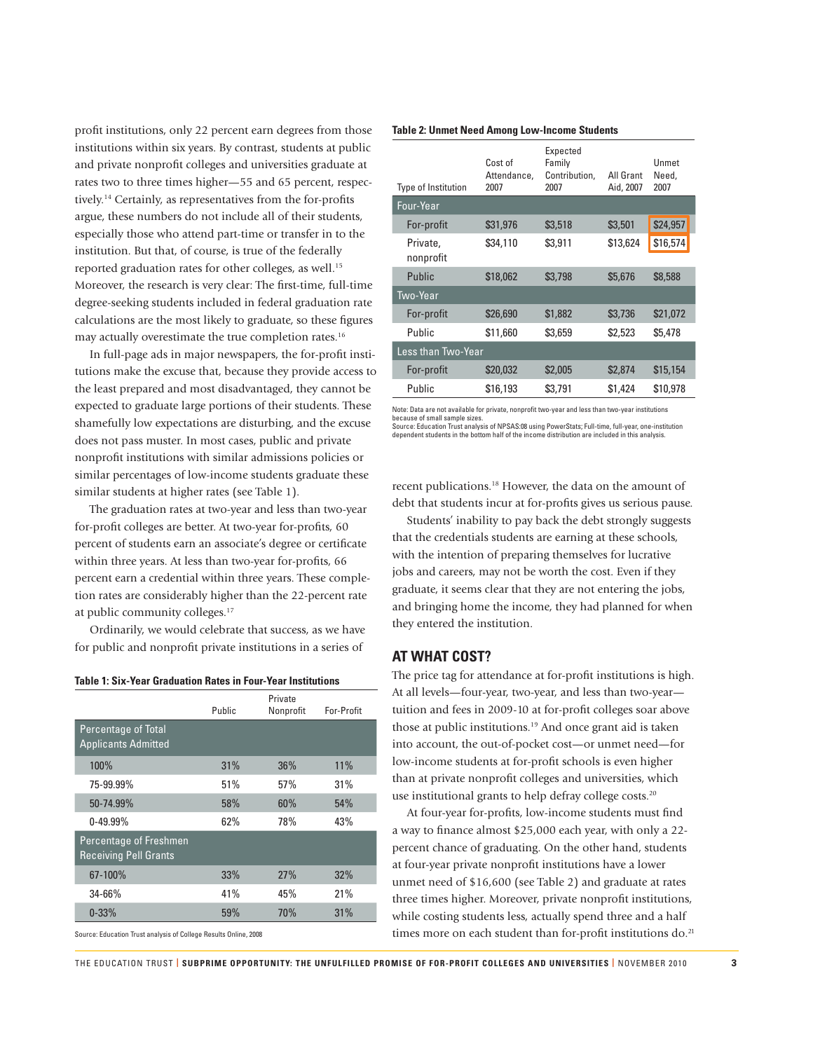profit institutions, only 22 percent earn degrees from those institutions within six years. By contrast, students at public and private nonprofit colleges and universities graduate at rates two to three times higher—55 and 65 percent, respectively.[14] Certainly, as representatives from the for-profits argue, these numbers do not include all of their students, especially those who attend part-time or transfer in to the institution. But that, of course, is true of the federally reported graduation rates for other colleges, as well.[15] Moreover, the research is very clear: The first-time, full-time degree-seeking students included in federal graduation rate calculations are the most likely to graduate, so these figures may actually overestimate the true completion rates.[16]

In full-page ads in major newspapers, the for-profit institutions make the excuse that, because they provide access to the least prepared and most disadvantaged, they cannot be expected to graduate large portions of their students. These shamefully low expectations are disturbing, and the excuse does not pass muster. In most cases, public and private nonprofit institutions with similar admissions policies or similar percentages of low-income students graduate these similar students at higher rates (see Table 1).

The graduation rates at two-year and less than two-year for-profit colleges are better. At two-year for-profits, 60 percent of students earn an associate's degree or certificate within three years. At less than two-year for-profits, 66 percent earn a credential within three years. These completion rates are considerably higher than the 22-percent rate at public community colleges.[17]

Ordinarily, we would celebrate that success, as we have for public and nonprofit private institutions in a series of recent publications.[18] However, the data on the amount of debt that students incur at for-profits gives us serious pause.

Students' inability to pay back the debt strongly suggests that the credentials students are earning at these schools, with the intention of preparing themselves for lucrative jobs and careers, may not be worth the cost. Even if they graduate, it seems clear that they are not entering the jobs, and bringing home the income, they had planned for when they entered the institution.

**Table 1: Six-Year Graduation Rates in Four-Year Institutions**

| | Public | Private Nonprofit | For-Profit |
|---|---|---|---|
| **Percentage of Total Applicants Admitted** | | | |
| 100% | 31% | 36% | 11% |
| 75-99.99% | 51% | 57% | 31% |
| 50-74.99% | 58% | 60% | 54% |
| 0-49.99% | 62% | 78% | 43% |
| **Percentage of Freshmen Receiving Pell Grants** | | | |
| 67-100% | 33% | 27% | 32% |
| 34-66% | 41% | 45% | 21% |
| 0-33% | 59% | 70% | 31% |

Source: Education Trust analysis of College Results Online, 2008

**Table 2: Unmet Need Among Low-Income Students**

| Type of Institution | Cost of Attendance, 2007 | Expected Family Contribution, 2007 | All Grant Aid, 2007 | Unmet Need, 2007 |
|---|---|---|---|---|
| **Four-Year** | | | | |
| For-profit | $31,976 | $3,518 | $3,501 | $24,957 |
| Private, nonprofit | $34,110 | $3,911 | $13,624 | $16,574 |
| Public | $18,062 | $3,798 | $5,676 | $8,588 |
| **Two-Year** | | | | |
| For-profit | $26,690 | $1,882 | $3,736 | $21,072 |
| Public | $11,660 | $3,659 | $2,523 | $5,478 |
| **Less than Two-Year** | | | | |
| For-profit | $20,032 | $2,005 | $2,874 | $15,154 |
| Public | $16,193 | $3,791 | $1,424 | $10,978 |

Note: Data are not available for private, nonprofit two-year and less than two-year institutions because of small sample sizes.
Source: Education Trust analysis of NPSAS:08 using PowerStats; Full-time, full-year, one-institution dependent students in the bottom half of the income distribution are included in this analysis.

## AT WHAT COST?

The price tag for attendance at for-profit institutions is high. At all levels—four-year, two-year, and less than two-year—tuition and fees in 2009-10 at for-profit colleges soar above those at public institutions.[19] And once grant aid is taken into account, the out-of-pocket cost—or unmet need—for low-income students at for-profit schools is even higher than at private nonprofit colleges and universities, which use institutional grants to help defray college costs.[20]

At four-year for-profits, low-income students must find a way to finance almost $25,000 each year, with only a 22-percent chance of graduating. On the other hand, students at four-year private nonprofit institutions have a lower unmet need of $16,600 (see Table 2) and graduate at rates three times higher. Moreover, private nonprofit institutions, while costing students less, actually spend three and a half times more on each student than for-profit institutions do.[21]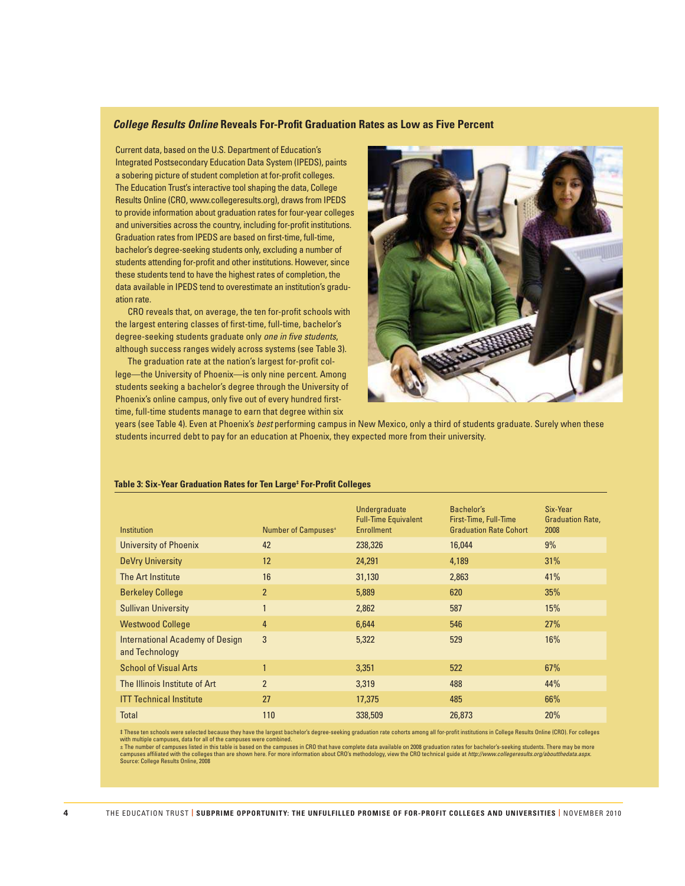## *College Results Online* Reveals For-Profit Graduation Rates as Low as Five Percent

Current data, based on the U.S. Department of Education's Integrated Postsecondary Education Data System (IPEDS), paints a sobering picture of student completion at for-profit colleges. The Education Trust's interactive tool shaping the data, College Results Online (CRO, www.collegeresults.org), draws from IPEDS to provide information about graduation rates for four-year colleges and universities across the country, including for-profit institutions. Graduation rates from IPEDS are based on first-time, full-time, bachelor's degree-seeking students only, excluding a number of students attending for-profit and other institutions. However, since these students tend to have the highest rates of completion, the data available in IPEDS tend to overestimate an institution's graduation rate.

CRO reveals that, on average, the ten for-profit schools with the largest entering classes of first-time, full-time, bachelor's degree-seeking students graduate only *one in five students*, although success ranges widely across systems (see Table 3).

The graduation rate at the nation's largest for-profit college—the University of Phoenix—is only nine percent. Among students seeking a bachelor's degree through the University of Phoenix's online campus, only five out of every hundred first-time, full-time students manage to earn that degree within six years (see Table 4). Even at Phoenix's *best* performing campus in New Mexico, only a third of students graduate. Surely when these students incurred debt to pay for an education at Phoenix, they expected more from their university.

**Table 3: Six-Year Graduation Rates for Ten Large‡ For-Profit Colleges**

| Institution | Number of Campuses± | Undergraduate Full-Time Equivalent Enrollment | Bachelor's First-Time, Full-Time Graduation Rate Cohort | Six-Year Graduation Rate, 2008 |
|---|---|---|---|---|
| University of Phoenix | 42 | 238,326 | 16,044 | 9% |
| DeVry University | 12 | 24,291 | 4,189 | 31% |
| The Art Institute | 16 | 31,130 | 2,863 | 41% |
| Berkeley College | 2 | 5,889 | 620 | 35% |
| Sullivan University | 1 | 2,862 | 587 | 15% |
| Westwood College | 4 | 6,644 | 546 | 27% |
| International Academy of Design and Technology | 3 | 5,322 | 529 | 16% |
| School of Visual Arts | 1 | 3,351 | 522 | 67% |
| The Illinois Institute of Art | 2 | 3,319 | 488 | 44% |
| ITT Technical Institute | 27 | 17,375 | 485 | 66% |
| Total | 110 | 338,509 | 26,873 | 20% |

‡ These ten schools were selected because they have the largest bachelor's degree-seeking graduation rate cohorts among all for-profit institutions in College Results Online (CRO). For colleges with multiple campuses, data for all of the campuses were combined.
± The number of campuses listed in this table is based on the campuses in CRO that have complete data available on 2008 graduation rates for bachelor's-seeking students. There may be more campuses affiliated with the colleges than are shown here. For more information about CRO's methodology, view the CRO technical guide at *http://www.collegeresults.org/aboutthedata.aspx*.
Source: College Results Online, 2008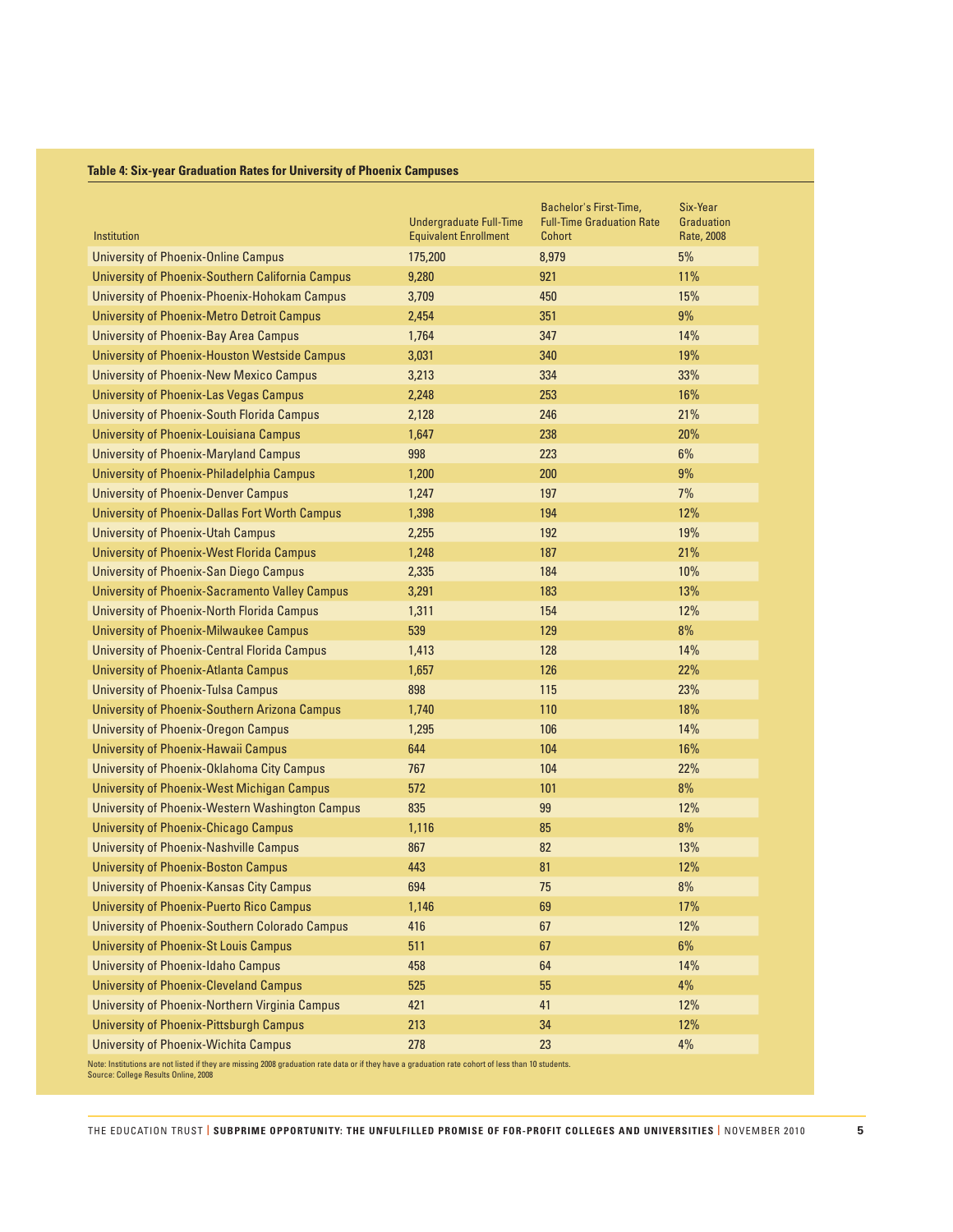**Table 4: Six-year Graduation Rates for University of Phoenix Campuses**

| Institution | Undergraduate Full-Time Equivalent Enrollment | Bachelor's First-Time, Full-Time Graduation Rate Cohort | Six-Year Graduation Rate, 2008 |
|---|---|---|---|
| University of Phoenix-Online Campus | 175,200 | 8,979 | 5% |
| University of Phoenix-Southern California Campus | 9,280 | 921 | 11% |
| University of Phoenix-Phoenix-Hohokam Campus | 3,709 | 450 | 15% |
| University of Phoenix-Metro Detroit Campus | 2,454 | 351 | 9% |
| University of Phoenix-Bay Area Campus | 1,764 | 347 | 14% |
| University of Phoenix-Houston Westside Campus | 3,031 | 340 | 19% |
| University of Phoenix-New Mexico Campus | 3,213 | 334 | 33% |
| University of Phoenix-Las Vegas Campus | 2,248 | 253 | 16% |
| University of Phoenix-South Florida Campus | 2,128 | 246 | 21% |
| University of Phoenix-Louisiana Campus | 1,647 | 238 | 20% |
| University of Phoenix-Maryland Campus | 998 | 223 | 6% |
| University of Phoenix-Philadelphia Campus | 1,200 | 200 | 9% |
| University of Phoenix-Denver Campus | 1,247 | 197 | 7% |
| University of Phoenix-Dallas Fort Worth Campus | 1,398 | 194 | 12% |
| University of Phoenix-Utah Campus | 2,255 | 192 | 19% |
| University of Phoenix-West Florida Campus | 1,248 | 187 | 21% |
| University of Phoenix-San Diego Campus | 2,335 | 184 | 10% |
| University of Phoenix-Sacramento Valley Campus | 3,291 | 183 | 13% |
| University of Phoenix-North Florida Campus | 1,311 | 154 | 12% |
| University of Phoenix-Milwaukee Campus | 539 | 129 | 8% |
| University of Phoenix-Central Florida Campus | 1,413 | 128 | 14% |
| University of Phoenix-Atlanta Campus | 1,657 | 126 | 22% |
| University of Phoenix-Tulsa Campus | 898 | 115 | 23% |
| University of Phoenix-Southern Arizona Campus | 1,740 | 110 | 18% |
| University of Phoenix-Oregon Campus | 1,295 | 106 | 14% |
| University of Phoenix-Hawaii Campus | 644 | 104 | 16% |
| University of Phoenix-Oklahoma City Campus | 767 | 104 | 22% |
| University of Phoenix-West Michigan Campus | 572 | 101 | 8% |
| University of Phoenix-Western Washington Campus | 835 | 99 | 12% |
| University of Phoenix-Chicago Campus | 1,116 | 85 | 8% |
| University of Phoenix-Nashville Campus | 867 | 82 | 13% |
| University of Phoenix-Boston Campus | 443 | 81 | 12% |
| University of Phoenix-Kansas City Campus | 694 | 75 | 8% |
| University of Phoenix-Puerto Rico Campus | 1,146 | 69 | 17% |
| University of Phoenix-Southern Colorado Campus | 416 | 67 | 12% |
| University of Phoenix-St Louis Campus | 511 | 67 | 6% |
| University of Phoenix-Idaho Campus | 458 | 64 | 14% |
| University of Phoenix-Cleveland Campus | 525 | 55 | 4% |
| University of Phoenix-Northern Virginia Campus | 421 | 41 | 12% |
| University of Phoenix-Pittsburgh Campus | 213 | 34 | 12% |
| University of Phoenix-Wichita Campus | 278 | 23 | 4% |

Note: Institutions are not listed if they are missing 2008 graduation rate data or if they have a graduation rate cohort of less than 10 students.
Source: College Results Online, 2008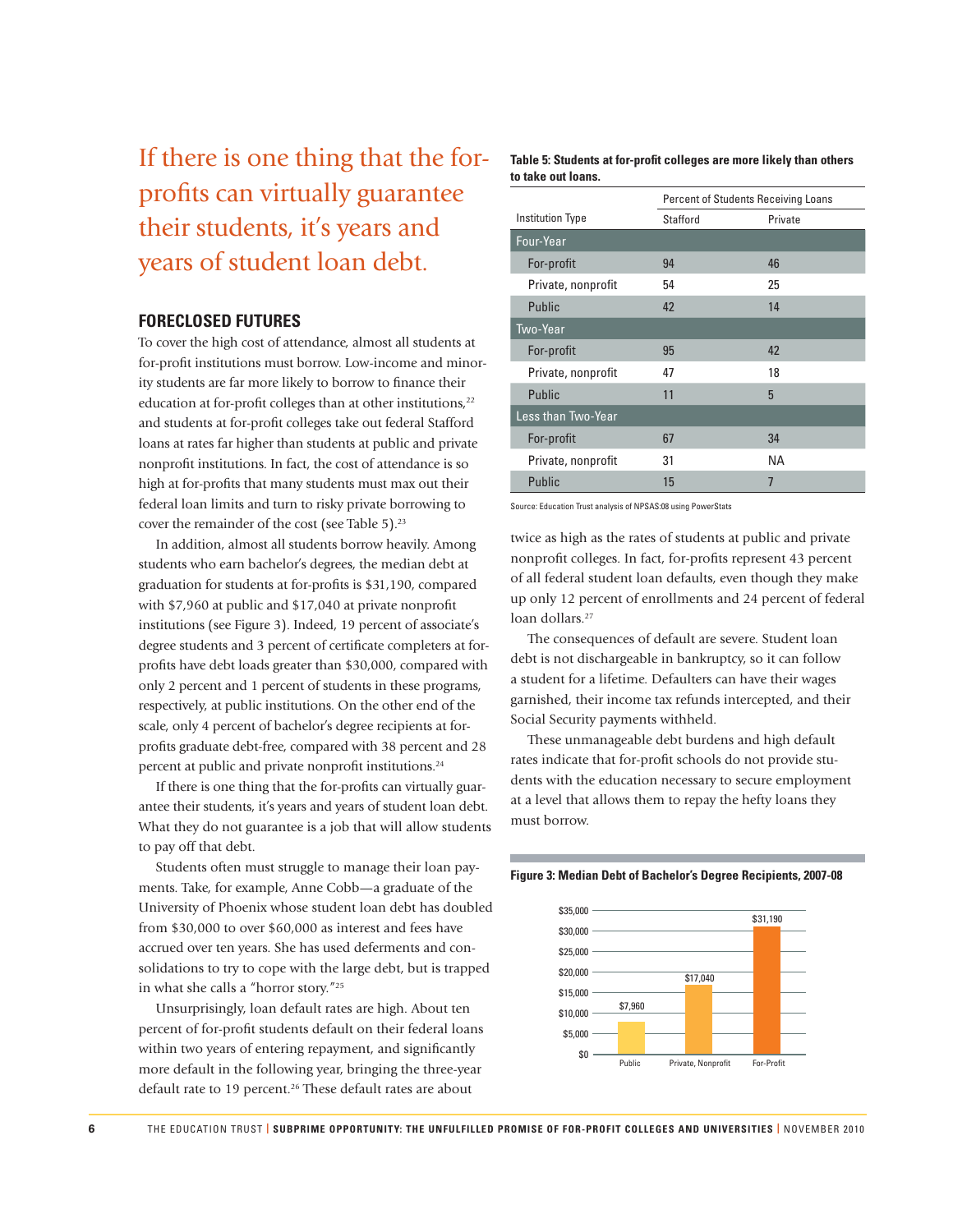If there is one thing that the for-profits can virtually guarantee their students, it's years and years of student loan debt.

## FORECLOSED FUTURES

To cover the high cost of attendance, almost all students at for-profit institutions must borrow. Low-income and minority students are far more likely to borrow to finance their education at for-profit colleges than at other institutions,[22] and students at for-profit colleges take out federal Stafford loans at rates far higher than students at public and private nonprofit institutions. In fact, the cost of attendance is so high at for-profits that many students must max out their federal loan limits and turn to risky private borrowing to cover the remainder of the cost (see Table 5).[23]

In addition, almost all students borrow heavily. Among students who earn bachelor's degrees, the median debt at graduation for students at for-profits is $31,190, compared with $7,960 at public and $17,040 at private nonprofit institutions (see Figure 3). Indeed, 19 percent of associate's degree students and 3 percent of certificate completers at for-profits have debt loads greater than $30,000, compared with only 2 percent and 1 percent of students in these programs, respectively, at public institutions. On the other end of the scale, only 4 percent of bachelor's degree recipients at for-profits graduate debt-free, compared with 38 percent and 28 percent at public and private nonprofit institutions.[24]

If there is one thing that the for-profits can virtually guarantee their students, it's years and years of student loan debt. What they do not guarantee is a job that will allow students to pay off that debt.

Students often must struggle to manage their loan payments. Take, for example, Anne Cobb—a graduate of the University of Phoenix whose student loan debt has doubled from $30,000 to over $60,000 as interest and fees have accrued over ten years. She has used deferments and consolidations to try to cope with the large debt, but is trapped in what she calls a "horror story."[25]

Unsurprisingly, loan default rates are high. About ten percent of for-profit students default on their federal loans within two years of entering repayment, and significantly more default in the following year, bringing the three-year default rate to 19 percent.[26] These default rates are about twice as high as the rates of students at public and private nonprofit colleges. In fact, for-profits represent 43 percent of all federal student loan defaults, even though they make up only 12 percent of enrollments and 24 percent of federal loan dollars.[27]

The consequences of default are severe. Student loan debt is not dischargeable in bankruptcy, so it can follow a student for a lifetime. Defaulters can have their wages garnished, their income tax refunds intercepted, and their Social Security payments withheld.

These unmanageable debt burdens and high default rates indicate that for-profit schools do not provide students with the education necessary to secure employment at a level that allows them to repay the hefty loans they must borrow.

**Table 5: Students at for-profit colleges are more likely than others to take out loans.**

| Institution Type | Percent of Students Receiving Loans | |
|---|---|---|
| | Stafford | Private |
| **Four-Year** | | |
| For-profit | 94 | 46 |
| Private, nonprofit | 54 | 25 |
| Public | 42 | 14 |
| **Two-Year** | | |
| For-profit | 95 | 42 |
| Private, nonprofit | 47 | 18 |
| Public | 11 | 5 |
| **Less than Two-Year** | | |
| For-profit | 67 | 34 |
| Private, nonprofit | 31 | NA |
| Public | 15 | 7 |

Source: Education Trust analysis of NPSAS:08 using PowerStats

**Figure 3: Median Debt of Bachelor's Degree Recipients, 2007-08**

| | Median Debt |
|---|---|
| Public | $7,960 |
| Private, Nonprofit | $17,040 |
| For-Profit | $31,190 |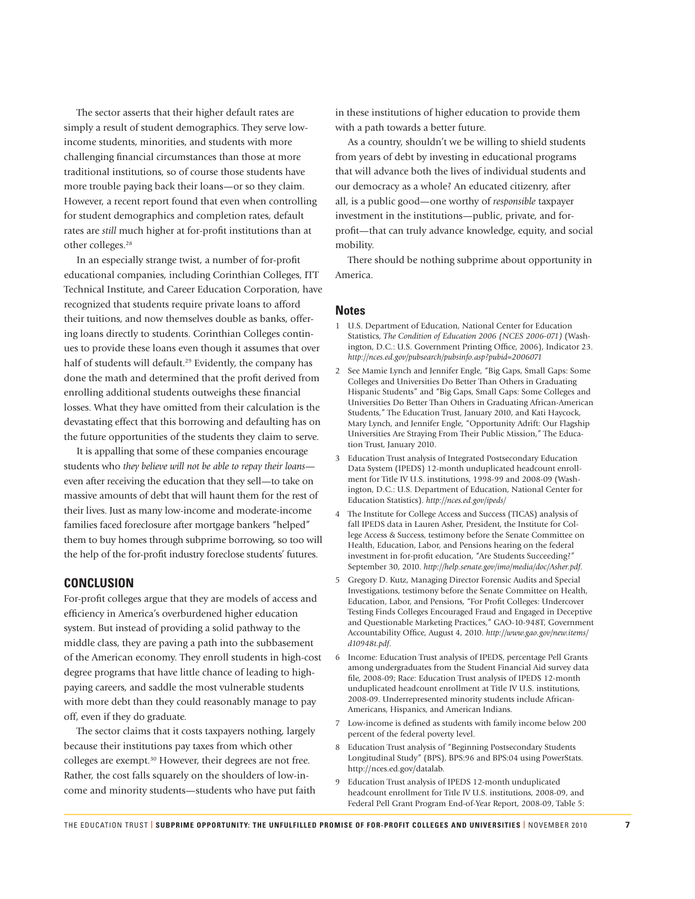The sector asserts that their higher default rates are simply a result of student demographics. They serve low-income students, minorities, and students with more challenging financial circumstances than those at more traditional institutions, so of course those students have more trouble paying back their loans—or so they claim. However, a recent report found that even when controlling for student demographics and completion rates, default rates are *still* much higher at for-profit institutions than at other colleges.[28]

In an especially strange twist, a number of for-profit educational companies, including Corinthian Colleges, ITT Technical Institute, and Career Education Corporation, have recognized that students require private loans to afford their tuitions, and now themselves double as banks, offering loans directly to students. Corinthian Colleges continues to provide these loans even though it assumes that over half of students will default.[29] Evidently, the company has done the math and determined that the profit derived from enrolling additional students outweighs these financial losses. What they have omitted from their calculation is the devastating effect that this borrowing and defaulting has on the future opportunities of the students they claim to serve.

It is appalling that some of these companies encourage students who *they believe will not be able to repay their loans*—even after receiving the education that they sell—to take on massive amounts of debt that will haunt them for the rest of their lives. Just as many low-income and moderate-income families faced foreclosure after mortgage bankers "helped" them to buy homes through subprime borrowing, so too will the help of the for-profit industry foreclose students' futures.

## CONCLUSION

For-profit colleges argue that they are models of access and efficiency in America's overburdened higher education system. But instead of providing a solid pathway to the middle class, they are paving a path into the subbasement of the American economy. They enroll students in high-cost degree programs that have little chance of leading to high-paying careers, and saddle the most vulnerable students with more debt than they could reasonably manage to pay off, even if they do graduate.

The sector claims that it costs taxpayers nothing, largely because their institutions pay taxes from which other colleges are exempt.[30] However, their degrees are not free. Rather, the cost falls squarely on the shoulders of low-income and minority students—students who have put faith in these institutions of higher education to provide them with a path towards a better future.

As a country, shouldn't we be willing to shield students from years of debt by investing in educational programs that will advance both the lives of individual students and our democracy as a whole? An educated citizenry, after all, is a public good—one worthy of *responsible* taxpayer investment in the institutions—public, private, and for-profit—that can truly advance knowledge, equity, and social mobility.

There should be nothing subprime about opportunity in America.

## Notes

1. U.S. Department of Education, National Center for Education Statistics, *The Condition of Education 2006 (NCES 2006-071)* (Washington, D.C.: U.S. Government Printing Office, 2006), Indicator 23. *http://nces.ed.gov/pubsearch/pubsinfo.asp?pubid=2006071*
2. See Mamie Lynch and Jennifer Engle, "Big Gaps, Small Gaps: Some Colleges and Universities Do Better Than Others in Graduating Hispanic Students" and "Big Gaps, Small Gaps: Some Colleges and Universities Do Better Than Others in Graduating African-American Students," The Education Trust, January 2010, and Kati Haycock, Mary Lynch, and Jennifer Engle, "Opportunity Adrift: Our Flagship Universities Are Straying From Their Public Mission," The Education Trust, January 2010.
3. Education Trust analysis of Integrated Postsecondary Education Data System (IPEDS) 12-month unduplicated headcount enrollment for Title IV U.S. institutions, 1998-99 and 2008-09 (Washington, D.C.: U.S. Department of Education, National Center for Education Statistics). *http://nces.ed.gov/ipeds/*
4. The Institute for College Access and Success (TICAS) analysis of fall IPEDS data in Lauren Asher, President, the Institute for College Access & Success, testimony before the Senate Committee on Health, Education, Labor, and Pensions hearing on the federal investment in for-profit education, "Are Students Succeeding?" September 30, 2010. *http://help.senate.gov/imo/media/doc/Asher.pdf.*
5. Gregory D. Kutz, Managing Director Forensic Audits and Special Investigations, testimony before the Senate Committee on Health, Education, Labor, and Pensions, "For Profit Colleges: Undercover Testing Finds Colleges Encouraged Fraud and Engaged in Deceptive and Questionable Marketing Practices," GAO-10-948T, Government Accountability Office, August 4, 2010. *http://www.gao.gov/new.items/d10948t.pdf.*
6. Income: Education Trust analysis of IPEDS, percentage Pell Grants among undergraduates from the Student Financial Aid survey data file, 2008-09; Race: Education Trust analysis of IPEDS 12-month unduplicated headcount enrollment at Title IV U.S. institutions, 2008-09. Underrepresented minority students include African-Americans, Hispanics, and American Indians.
7. Low-income is defined as students with family income below 200 percent of the federal poverty level.
8. Education Trust analysis of "Beginning Postsecondary Students Longitudinal Study" (BPS), BPS:96 and BPS:04 using PowerStats. http://nces.ed.gov/datalab.
9. Education Trust analysis of IPEDS 12-month unduplicated headcount enrollment for Title IV U.S. institutions, 2008-09, and Federal Pell Grant Program End-of-Year Report, 2008-09, Table 5: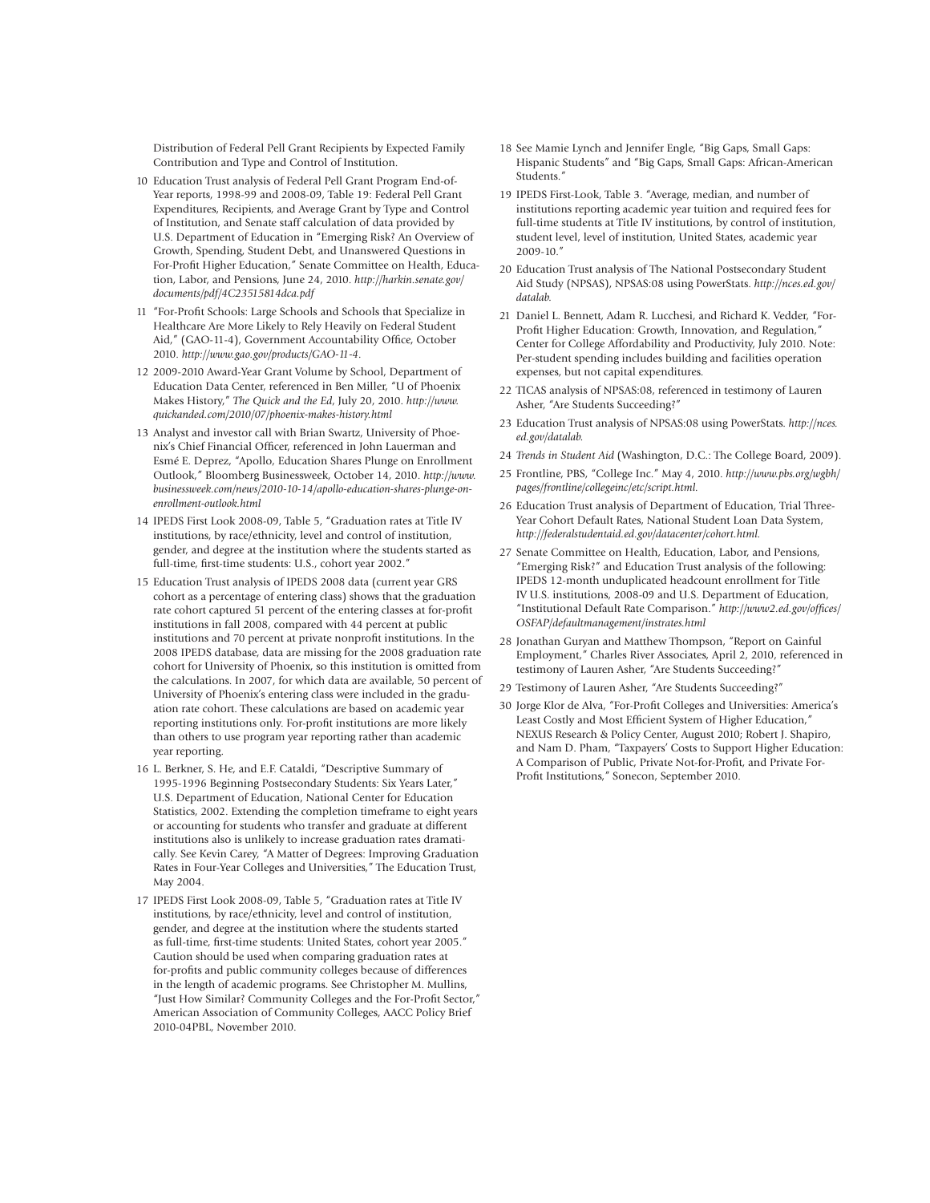Distribution of Federal Pell Grant Recipients by Expected Family Contribution and Type and Control of Institution.

10 Education Trust analysis of Federal Pell Grant Program End-of-Year reports, 1998-99 and 2008-09, Table 19: Federal Pell Grant Expenditures, Recipients, and Average Grant by Type and Control of Institution, and Senate staff calculation of data provided by U.S. Department of Education in "Emerging Risk? An Overview of Growth, Spending, Student Debt, and Unanswered Questions in For-Profit Higher Education," Senate Committee on Health, Education, Labor, and Pensions, June 24, 2010. *http://harkin.senate.gov/documents/pdf/4C23515814dca.pdf*

11 "For-Profit Schools: Large Schools and Schools that Specialize in Healthcare Are More Likely to Rely Heavily on Federal Student Aid," (GAO-11-4), Government Accountability Office, October 2010. *http://www.gao.gov/products/GAO-11-4*.

12 2009-2010 Award-Year Grant Volume by School, Department of Education Data Center, referenced in Ben Miller, "U of Phoenix Makes History," *The Quick and the Ed*, July 20, 2010. *http://www.quickanded.com/2010/07/phoenix-makes-history.html*

13 Analyst and investor call with Brian Swartz, University of Phoenix's Chief Financial Officer, referenced in John Lauerman and Esmé E. Deprez, "Apollo, Education Shares Plunge on Enrollment Outlook," Bloomberg Businessweek, October 14, 2010. *http://www.businessweek.com/news/2010-10-14/apollo-education-shares-plunge-on-enrollment-outlook.html*

14 IPEDS First Look 2008-09, Table 5, "Graduation rates at Title IV institutions, by race/ethnicity, level and control of institution, gender, and degree at the institution where the students started as full-time, first-time students: U.S., cohort year 2002."

15 Education Trust analysis of IPEDS 2008 data (current year GRS cohort as a percentage of entering class) shows that the graduation rate cohort captured 51 percent of the entering classes at for-profit institutions in fall 2008, compared with 44 percent at public institutions and 70 percent at private nonprofit institutions. In the 2008 IPEDS database, data are missing for the 2008 graduation rate cohort for University of Phoenix, so this institution is omitted from the calculations. In 2007, for which data are available, 50 percent of University of Phoenix's entering class were included in the graduation rate cohort. These calculations are based on academic year reporting institutions only. For-profit institutions are more likely than others to use program year reporting rather than academic year reporting.

16 L. Berkner, S. He, and E.F. Cataldi, "Descriptive Summary of 1995-1996 Beginning Postsecondary Students: Six Years Later," U.S. Department of Education, National Center for Education Statistics, 2002. Extending the completion timeframe to eight years or accounting for students who transfer and graduate at different institutions also is unlikely to increase graduation rates dramatically. See Kevin Carey, "A Matter of Degrees: Improving Graduation Rates in Four-Year Colleges and Universities," The Education Trust, May 2004.

17 IPEDS First Look 2008-09, Table 5, "Graduation rates at Title IV institutions, by race/ethnicity, level and control of institution, gender, and degree at the institution where the students started as full-time, first-time students: United States, cohort year 2005." Caution should be used when comparing graduation rates at for-profits and public community colleges because of differences in the length of academic programs. See Christopher M. Mullins, "Just How Similar? Community Colleges and the For-Profit Sector," American Association of Community Colleges, AACC Policy Brief 2010-04PBL, November 2010.

18 See Mamie Lynch and Jennifer Engle, "Big Gaps, Small Gaps: Hispanic Students" and "Big Gaps, Small Gaps: African-American Students."

19 IPEDS First-Look, Table 3. "Average, median, and number of institutions reporting academic year tuition and required fees for full-time students at Title IV institutions, by control of institution, student level, level of institution, United States, academic year 2009-10."

20 Education Trust analysis of The National Postsecondary Student Aid Study (NPSAS), NPSAS:08 using PowerStats. *http://nces.ed.gov/datalab.*

21 Daniel L. Bennett, Adam R. Lucchesi, and Richard K. Vedder, "For-Profit Higher Education: Growth, Innovation, and Regulation," Center for College Affordability and Productivity, July 2010. Note: Per-student spending includes building and facilities operation expenses, but not capital expenditures.

22 TICAS analysis of NPSAS:08, referenced in testimony of Lauren Asher, "Are Students Succeeding?"

23 Education Trust analysis of NPSAS:08 using PowerStats. *http://nces.ed.gov/datalab.*

24 *Trends in Student Aid* (Washington, D.C.: The College Board, 2009).

25 Frontline, PBS, "College Inc." May 4, 2010. *http://www.pbs.org/wgbh/pages/frontline/collegeinc/etc/script.html.*

26 Education Trust analysis of Department of Education, Trial Three-Year Cohort Default Rates, National Student Loan Data System, *http://federalstudentaid.ed.gov/datacenter/cohort.html.*

27 Senate Committee on Health, Education, Labor, and Pensions, "Emerging Risk?" and Education Trust analysis of the following: IPEDS 12-month unduplicated headcount enrollment for Title IV U.S. institutions, 2008-09 and U.S. Department of Education, "Institutional Default Rate Comparison." *http://www2.ed.gov/offices/OSFAP/defaultmanagement/instrates.html*

28 Jonathan Guryan and Matthew Thompson, "Report on Gainful Employment," Charles River Associates, April 2, 2010, referenced in testimony of Lauren Asher, "Are Students Succeeding?"

29 Testimony of Lauren Asher, "Are Students Succeeding?"

30 Jorge Klor de Alva, "For-Profit Colleges and Universities: America's Least Costly and Most Efficient System of Higher Education," NEXUS Research & Policy Center, August 2010; Robert J. Shapiro, and Nam D. Pham, "Taxpayers' Costs to Support Higher Education: A Comparison of Public, Private Not-for-Profit, and Private For-Profit Institutions," Sonecon, September 2010.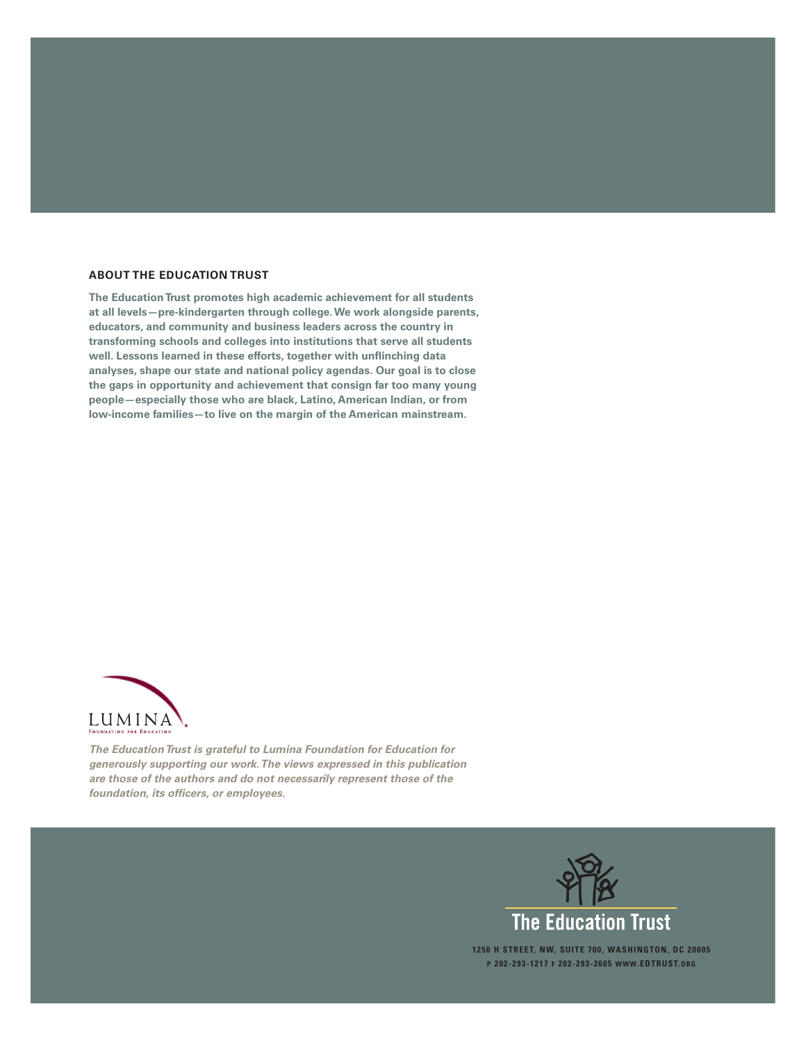## ABOUT THE EDUCATION TRUST

**The Education Trust promotes high academic achievement for all students at all levels—pre-kindergarten through college. We work alongside parents, educators, and community and business leaders across the country in transforming schools and colleges into institutions that serve all students well. Lessons learned in these efforts, together with unflinching data analyses, shape our state and national policy agendas. Our goal is to close the gaps in opportunity and achievement that consign far too many young people—especially those who are black, Latino, American Indian, or from low-income families—to live on the margin of the American mainstream.**

LUMINA
FOUNDATION FOR EDUCATION

***The Education Trust is grateful to Lumina Foundation for Education for generously supporting our work. The views expressed in this publication are those of the authors and do not necessarily represent those of the foundation, its officers, or employees.***

The Education Trust

1250 H STREET, NW, SUITE 700, WASHINGTON, DC 20005
P 202-293-1217 F 202-293-2605 WWW.EDTRUST.ORG